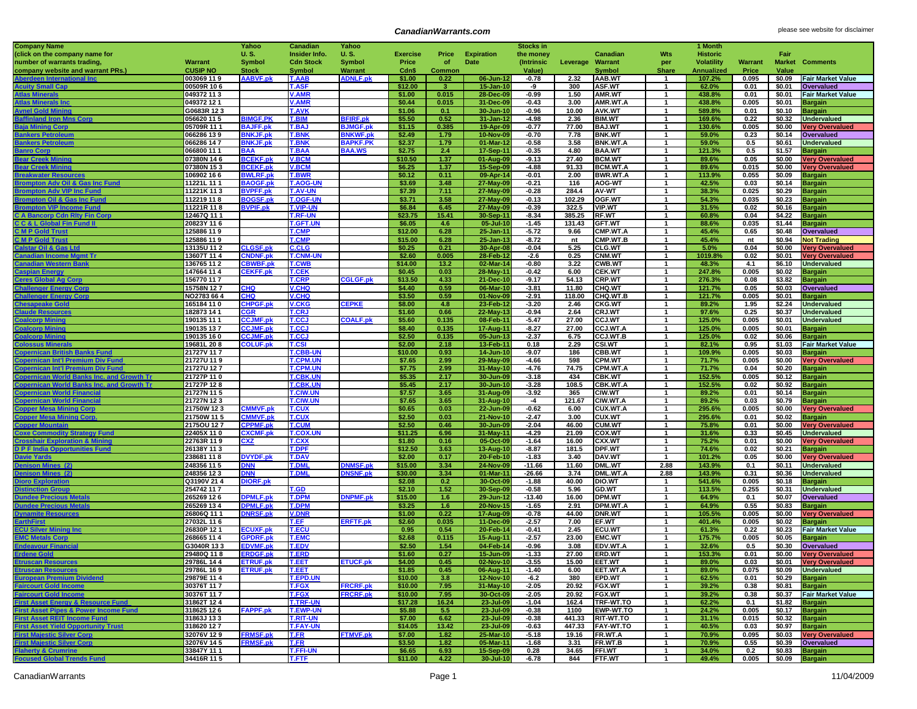# CanadianWarrants.com

please see website for disclaimer

| Company Name (click on the company name for number of warrants trading, company website and warrant PRs.) | Warrant CUSIP NO | Yahoo U. S. Symbol Stock | Canadian Insider Info. Cdn Stock Symbol | Yahoo U. S. Symbol Warrant | Exercise Price Cdn$ | Price of Common | Expiration Date | Stocks in the money (Intrinsic Value) | Leverage | Canadian Warrant Symbol | Wts per Share | 1 Month Historic Volatility Annualized | Warrant Price | Fair Market Value | Comments |
|---|---|---|---|---|---|---|---|---|---|---|---|---|---|---|---|
| Aberdeen International Inc | 003069 11 9 | AABVF.pk | T.AAB | ADNLF.pk | $1.00 | 0.22 | 06-Jun-12 | -0.78 | 2.32 | AAB.WT | 1 | 107.2% | 0.095 | $0.09 | Fair Market Value |
| Acuity Small Cap | 00509R 10 6 | | T.ASF | | $12.00 | 3 | 15-Jan-10 | -9 | 300 | ASF.WT | 1 | 62.0% | 0.01 | $0.01 | Overvalued |
| Atlas Minerals | 049372 11 3 | | V.AMR | | $1.00 | 0.015 | 28-Dec-09 | -0.99 | 1.50 | AMR.WT | 1 | 438.8% | 0.01 | $0.01 | Fair Market Value |
| Atlas Minerals Inc | 049372 12 1 | | V.AMR | | $0.44 | 0.015 | 31-Dec-09 | -0.43 | 3.00 | AMR.WT.A | 1 | 438.8% | 0.005 | $0.01 | Bargain |
| Avnel Gold Mining | G0683R 12 3 | | T.AVK | | $1.06 | 0.1 | 30-Jun-10 | -0.96 | 10.00 | AVK.WT | 1 | 589.8% | 0.01 | $0.10 | Bargain |
| Baffinland Iron Mns Corp | 056620 11 5 | BIMGF.PK | T.BIM | BFIRF.pk | $5.50 | 0.52 | 31-Jan-12 | -4.98 | 2.36 | BIM.WT | 1 | 169.6% | 0.22 | $0.32 | Undervalued |
| Baja Mining Corp | 05709R 11 1 | BAJFF.pk | T.BAJ | BJMGF.pk | $1.15 | 0.385 | 19-Apr-09 | -0.77 | 77.00 | BAJ.WT | 1 | 130.6% | 0.005 | $0.00 | Very Overvalued |
| Bankers Petroleum | 066286 13 9 | BNKJF.pk | T.BNK | BNKWF.pk | $2.49 | 1.79 | 10-Nov-09 | -0.70 | 7.78 | BNK.WT | 1 | 59.0% | 0.23 | $0.14 | Overvalued |
| Bankers Petroleum | 066286 14 7 | BNKJF.pk | T.BNK | BAPKF.PK | $2.37 | 1.79 | 01-Mar-12 | -0.58 | 3.58 | BNK.WT.A | 1 | 59.0% | 0.5 | $0.61 | Undervalued |
| Banro Corp | 066800 11 1 | BAA | T.BAA | BAA.WS | $2.75 | 2.4 | 17-Sep-11 | -0.35 | 4.80 | BAA.WT | 1 | 121.3% | 0.5 | $1.57 | Bargain |
| Bear Creek Mining | 07380N 14 6 | BCEKF.pk | V.BCM | | $10.50 | 1.37 | 01-Aug-09 | -9.13 | 27.40 | BCM.WT | 1 | 89.6% | 0.05 | $0.00 | Very Overvalued |
| Bear Creek Mining | 07380N 15 3 | BCEKF.pk | V.BCM | | $6.25 | 1.37 | 15-Sep-09 | -4.88 | 91.33 | BCM.WT.A | 1 | 89.6% | 0.015 | $0.00 | Very Overvalued |
| Breakwater Resources | 106902 16 6 | BWLRF.pk | T.BWR | | $0.12 | 0.11 | 09-Apr-14 | -0.01 | 2.00 | BWR.WT.A | 1 | 113.9% | 0.055 | $0.09 | Bargain |
| Brompton Adv Oil & Gas Inc Fund | 11221L 11 1 | BAOGF.pk | T.AOG-UN | | $3.69 | 3.48 | 27-May-09 | -0.21 | 116 | AOG-WT | 1 | 42.5% | 0.03 | $0.14 | Bargain |
| Brompton Adv VIP Inc Fund | 11221K 11 3 | BVPFF.pk | T.AV-UN | | $7.39 | 7.11 | 27-May-09 | -0.28 | 284.4 | AV-WT | 1 | 38.3% | 0.025 | $0.29 | Bargain |
| Brompton Oil & Gas Inc Fund | 112219 11 8 | BOGSF.pk | T.OGF-UN | | $3.71 | 3.58 | 27-May-09 | -0.13 | 102.29 | OGF.WT | 1 | 54.3% | 0.035 | $0.23 | Bargain |
| Brompton VIP Income Fund | 11221R 11 8 | BVPIF.pk | T.VIP-UN | | $6.84 | 6.45 | 27-May-09 | -0.39 | 322.5 | VIP.WT | 1 | 31.5% | 0.02 | $0.16 | Bargain |
| C A Bancorp Cdn Rlty Fin Corp | 12467Q 11 1 | | T.RF-UN | | $23.75 | 15.41 | 30-Sep-11 | -8.34 | 385.25 | RF.WT | 1 | 60.8% | 0.04 | $4.22 | Bargain |
| C C & L Global Fin Fund II | 20823Y 11 6 | | T.GFT.UN | | $6.05 | 4.6 | 05-Jul-10 | -1.45 | 131.43 | GFT.WT | 1 | 88.6% | 0.035 | $1.44 | Bargain |
| C M P Gold Trust | 125886 11 9 | | T.CMP | | $12.00 | 6.28 | 25-Jan-11 | -5.72 | 9.66 | CMP.WT.A | 1 | 45.4% | 0.65 | $0.48 | Overvalued |
| C M P Gold Trust | 125886 11 9 | | T.CMP | | $15.00 | 6.28 | 25-Jan-13 | -8.72 | nt | CMP.WT.B | 1 | 45.4% | nt | $0.94 | Not Trading |
| Calstar Oil & Gas Ltd | 13135U 11 2 | CLGSF.pk | C.CLG | | $0.25 | 0.21 | 30-Apr-08 | -0.04 | 5.25 | CLG.WT | 1 | 5.0% | 0.04 | $0.00 | Very Overvalued |
| Canadian Income Mgmt Tr | 13607T 11 4 | CNDNF.pk | T.CNM-UN | | $2.60 | 0.005 | 28-Feb-12 | -2.6 | 0.25 | CNM.WT | 1 | 1019.8% | 0.02 | $0.01 | Very Overvalued |
| Canadian Western Bank | 136765 11 2 | CBWBF.pk | T.CWB | | $14.00 | 13.2 | 02-Mar-14 | -0.80 | 3.22 | CWB.WT | 1 | 48.3% | 4.1 | $6.10 | Undervalued |
| Caspian Energy | 147664 11 4 | CEKFF.pk | T.CEK | | $0.45 | 0.03 | 28-May-11 | -0.42 | 6.00 | CEK.WT | 1 | 247.8% | 0.005 | $0.02 | Bargain |
| Ceres Global Ag Corp | 156770 11 7 | | T.CRP | CGLGF.pk | $13.50 | 4.33 | 21-Dec-10 | -9.17 | 54.13 | CRP.WT | 1 | 276.3% | 0.08 | $3.82 | Bargain |
| Challenger Energy Corp | 15758N 12 7 | CHQ | V.CHQ | | $4.40 | 0.59 | 06-Mar-10 | -3.81 | 11.80 | CHQ.WT | 1 | 121.7% | 0.05 | $0.03 | Overvalued |
| Challenger Energy Corp | NO2783 66 4 | CHQ | V.CHQ | | $3.50 | 0.59 | 01-Nov-09 | -2.91 | 118.00 | CHQ.WT.B | 1 | 121.7% | 0.005 | $0.01 | Bargain |
| Chesapeake Gold | 165184 11 0 | CHPGF.pk | V.CKG | CEPKE | $8.00 | 4.8 | 23-Feb-12 | -3.20 | 2.46 | CKG.WT | 1 | 89.2% | 1.95 | $2.24 | Undervalued |
| Claude Resources | 182873 14 1 | CGR | T.CRJ | | $1.60 | 0.66 | 22-May-13 | -0.94 | 2.64 | CRJ.WT | 1 | 97.6% | 0.25 | $0.37 | Undervalued |
| Coalcorp Mining | 190135 11 1 | CCJMF.pk | T.CCJ | COALF.pk | $5.60 | 0.135 | 08-Feb-11 | -5.47 | 27.00 | CCJ.WT | 1 | 125.0% | 0.005 | $0.01 | Undervalued |
| Coalcorp Mining | 190135 13 7 | CCJMF.pk | T.CCJ | | $8.40 | 0.135 | 17-Aug-11 | -8.27 | 27.00 | CCJ.WT.A | 1 | 125.0% | 0.005 | $0.01 | Bargain |
| Coalcorp Mining | 190135 16 0 | CCJMF.pk | T.CCJ | | $2.50 | 0.135 | 05-Jun-13 | -2.37 | 6.75 | CCJ.WT.B | 1 | 125.0% | 0.02 | $0.06 | Bargain |
| Colossus Minerals | 19681L 20 8 | COLUF.pk | T.CSI | | $2.00 | 2.18 | 13-Feb-11 | 0.18 | 2.29 | CSI.WT | 1 | 82.1% | 0.95 | $1.03 | Fair Market Value |
| Copernican British Banks Fund | 21727V 11 7 | | T.CBB-UN | | $10.00 | 0.93 | 14-Jun-10 | -9.07 | 186 | CBB.WT | 1 | 109.9% | 0.005 | $0.03 | Bargain |
| Copernican Int'l Premium Div Fund | 21727U 11 9 | | T.CPM.UN | | $7.65 | 2.99 | 29-May-09 | -4.66 | 598 | CPM.WT | 1 | 71.7% | 0.005 | $0.00 | Very Overvalued |
| Copernican Int'l Premium Div Fund | 21727U 12 7 | | T.CPM.UN | | $7.75 | 2.99 | 31-May-10 | -4.76 | 74.75 | CPM.WT.A | 1 | 71.7% | 0.04 | $0.20 | Bargain |
| Copernican World Banks Inc. and Growth Tr | 21727P 11 0 | | T.CBK.UN | | $5.35 | 2.17 | 30-Jun-09 | -3.18 | 434 | CBK.WT | 1 | 152.5% | 0.005 | $0.12 | Bargain |
| Copernican World Banks Inc. and Growth Tr | 21727P 12 8 | | T.CBK.UN | | $5.45 | 2.17 | 30-Jun-10 | -3.28 | 108.5 | CBK.WT.A | 1 | 152.5% | 0.02 | $0.92 | Bargain |
| Copernican World Financial | 21727N 11 5 | | T.CIW.UN | | $7.57 | 3.65 | 31-Aug-09 | -3.92 | 365 | CIW.WT | 1 | 89.2% | 0.01 | $0.14 | Bargain |
| Copernican World Financial | 21727N 12 3 | | T.CIW.UN | | $7.65 | 3.65 | 31-Aug-10 | -4 | 121.67 | CIW.WT.A | 1 | 89.2% | 0.03 | $0.79 | Bargain |
| Copper Mesa Mining Corp | 21750W 12 3 | CMMVF.pk | T.CUX | | $0.65 | 0.03 | 22-Jun-09 | -0.62 | 6.00 | CUX.WT.A | 1 | 295.6% | 0.005 | $0.00 | Very Overvalued |
| Copper Mesa Mining Corp. | 21750W 11 5 | CMMVF.pk | T.CUX | | $2.50 | 0.03 | 21-Nov-10 | -2.47 | 3.00 | CUX.WT | 1 | 295.6% | 0.01 | $0.02 | Bargain |
| Copper Mountain | 2175OU 12 7 | CPPMF.pk | T.CUM | | $2.50 | 0.46 | 30-Jun-09 | -2.04 | 46.00 | CUM.WT | 1 | 75.8% | 0.01 | $0.00 | Very Overvalued |
| Coxe Commodity Strategy Fund | 22405X 11 0 | CXCMF.pk | T.COX.UN | | $11.25 | 6.96 | 31-May-11 | -4.29 | 21.09 | COX.WT | 1 | 31.6% | 0.33 | $0.45 | Undervalued |
| Crosshair Exploration & Mining | 22763R 11 9 | CXZ | T.CXX | | $1.80 | 0.16 | 05-Oct-09 | -1.64 | 16.00 | CXX.WT | 1 | 75.2% | 0.01 | $0.00 | Very Overvalued |
| D P F India Opportunities Fund | 26138Y 11 3 | | T.DPF | | $12.50 | 3.63 | 13-Aug-10 | -8.87 | 181.5 | DPF.WT | 1 | 74.6% | 0.02 | $0.21 | Bargain |
| Davie Yards | 238681 11 8 | DVYDF.pk | T.DAV | | $2.00 | 0.17 | 20-Feb-10 | -1.83 | 3.40 | DAV.WT | 1 | 101.2% | 0.05 | $0.00 | Very Overvalued |
| Denison Mines (2) | 248356 11 5 | DNN | T.DML | DNMSF.pk | $15.00 | 3.34 | 24-Nov-09 | -11.66 | 11.60 | DML.WT | 2.88 | 143.9% | 0.1 | $0.11 | Undervalued |
| Denison Mines (2) | 248356 12 3 | DNN | T.DML | DNSNF.pk | $30.00 | 3.34 | 01-Mar-11 | -26.66 | 3.74 | DML.WT.A | 2.88 | 143.9% | 0.31 | $0.36 | Undervalued |
| Dioro Exploration | Q3190V 21 4 | DIORF.pk | | | $2.08 | 0.2 | 30-Oct-09 | -1.88 | 40.00 | DIO.WT | 1 | 541.6% | 0.005 | $0.18 | Bargain |
| Distinction Group | 254742 11 7 | | T.GD | | $2.10 | 1.52 | 30-Sep-09 | -0.58 | 5.96 | GD.WT | 1 | 113.5% | 0.255 | $0.31 | Undervalued |
| Dundee Precious Metals | 265269 12 6 | DPMLF.pk | T.DPM | DNPMF.pk | $15.00 | 1.6 | 29-Jun-12 | -13.40 | 16.00 | DPM.WT | 1 | 64.9% | 0.1 | $0.07 | Overvalued |
| Dundee Precious Metals | 265269 13 4 | DPMLF.pk | T.DPM | | $3.25 | 1.6 | 20-Nov-15 | -1.65 | 2.91 | DPM.WT.A | 1 | 64.9% | 0.55 | $0.83 | Bargain |
| Dynamite Resources | 26806Q 11 1 | DNRSF.pk | V.DNR | | $1.00 | 0.22 | 17-Aug-09 | -0.78 | 44.00 | DNR.WT | 1 | 105.5% | 0.005 | $0.00 | Very Overvalued |
| EarthFirst | 27032L 11 6 | | T.EF | ERFTF.pk | $2.60 | 0.035 | 11-Dec-09 | -2.57 | 7.00 | EF.WT | 1 | 401.4% | 0.005 | $0.02 | Bargain |
| ECU Silver Mining Inc | 26830P 12 1 | ECUXF.pk | T.ECU | | 0.95 | 0.54 | 20-Feb-14 | -0.41 | 2.45 | ECU.WT | 1 | 61.3% | 0.22 | $0.23 | Fair Market Value |
| EMC Metals Corp | 268665 11 4 | GPDRF.pk | T.EMC | | $2.68 | 0.115 | 15-Aug-11 | -2.57 | 23.00 | EMC.WT | 1 | 175.7% | 0.005 | $0.05 | Bargain |
| Endeavour Financial | G3040R 13 3 | EDVMF.pk | T.EDV | | $2.50 | 1.54 | 04-Feb-14 | -0.96 | 3.08 | EDV.WT.A | 1 | 32.6% | 0.5 | $0.30 | Overvalued |
| Erdene Gold | 29480Q 11 8 | ERDGF.pk | T.ERD | | $1.60 | 0.27 | 15-Jun-09 | -1.33 | 27.00 | ERD.WT | 1 | 153.3% | 0.01 | $0.00 | Very Overvalued |
| Etruscan Resources | 29786L 14 4 | ETRUF.pk | T.EET | ETUCF.pk | $4.00 | 0.45 | 02-Nov-10 | -3.55 | 15.00 | EET.WT | 1 | 89.0% | 0.03 | $0.01 | Very Overvalued |
| Etruscan Resources | 29786L 16 9 | ETRUF.pk | T.EET | | $1.85 | 0.45 | 06-Aug-11 | -1.40 | 6.00 | EET.WT.A | 1 | 89.0% | 0.075 | $0.09 | Undervalued |
| European Premium Dividend | 29879E 11 4 | | T.EPD.UN | | $10.00 | 3.8 | 12-Nov-10 | -6.2 | 380 | EPD.WT | 1 | 62.5% | 0.01 | $0.29 | Bargain |
| Faircourt Gold Income | 30376T 11 7 | | T.FGX | FRCRF.pk | $10.00 | 7.95 | 31-May-10 | -2.05 | 20.92 | FGX.WT | 1 | 39.2% | 0.38 | $0.81 | Bargain |
| Faircourt Gold Income | 30376T 11 7 | | T.FGX | FRCRF.pk | $10.00 | 7.95 | 30-Oct-09 | -2.05 | 20.92 | FGX.WT | 1 | 39.2% | 0.38 | $0.37 | Fair Market Value |
| First Asset Energy & Resource Fund | 31862Y 12 4 | | T.TRF-UN | | $17.28 | 16.24 | 23-Jul-09 | -1.04 | 162.4 | TRF-WT.TO | 1 | 62.2% | 0.1 | $1.82 | Bargain |
| First Asset Pipes & Power Income Fund | 318625 12 6 | FAPPF.pk | T.EWP-UN | | $5.88 | 5.5 | 23-Jul-09 | -0.38 | 1100 | EWP-WT.TO | 1 | 24.2% | 0.005 | $0.17 | Bargain |
| First Asset REIT Income Fund | 31863J 13 3 | | T.RIT-UN | | $7.00 | 6.62 | 23-Jul-09 | -0.38 | 441.33 | RIT-WT.TO | 1 | 31.1% | 0.015 | $0.32 | Bargain |
| First Asset Yield Opportunity Trust | 318620 12 7 | | T.FAY-UN | | $14.05 | 13.42 | 23-Jul-09 | -0.63 | 447.33 | FAY-WT.TO | 1 | 40.5% | 0.03 | $0.97 | Bargain |
| First Majestic Silver Corp | 32076V 12 9 | FRMSF.pk | T.FR | FTMVF.pk | $7.00 | 1.82 | 25-Mar-10 | -5.18 | 19.16 | FR.WT.A | 1 | 70.9% | 0.095 | $0.03 | Very Overvalued |
| First Majestic Silver Corp | 32076V 14 5 | FRMSF.pk | T.FR | | $3.50 | 1.82 | 05-Mar-11 | -1.68 | 3.31 | FR.WT.B | 1 | 70.9% | 0.55 | $0.39 | Overvalued |
| Flaherty & Crumrine | 33847Y 11 1 | | T.FFI-UN | | $6.65 | 6.93 | 15-Sep-09 | 0.28 | 34.65 | FFI.WT | 1 | 34.0% | 0.2 | $0.83 | Bargain |
| Focused Global Trends Fund | 34416R 11 5 | | T.FTF | | $11.00 | 4.22 | 30-Jul-10 | -6.78 | 844 | FTF.WT | 1 | 49.4% | 0.005 | $0.09 | Bargain |

CanadianWarrants — 11/04/2009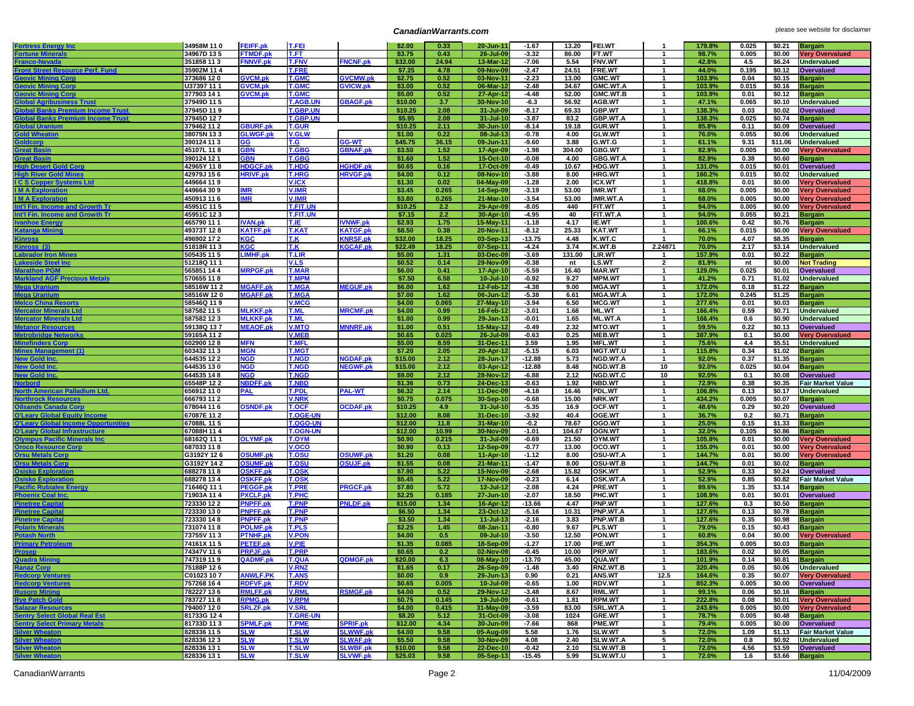| Fortress Energy Inc | 34958M 11 0 | FEIFF.pk | T.FEI | | $2.00 | 0.33 | 20-Jun-11 | -1.67 | 13.20 | FEI.WT | 1 | 179.8% | 0.025 | $0.21 | Bargain |
|---|---|---|---|---|---|---|---|---|---|---|---|---|---|---|---|
| Fortune Minerals | 34967D 13 5 | FTMDF.pk | T.FT | | $3.75 | 0.43 | 26-Jul-09 | -3.32 | 86.00 | FT.WT | 1 | 98.7% | 0.005 | $0.00 | Very Overvalued |
| Franco-Nevada | 351858 11 3 | FNNVF.pk | T.FNV | FNCNF.pk | $32.00 | 24.94 | 13-Mar-12 | -7.06 | 5.54 | FNV.WT | 1 | 42.8% | 4.5 | $6.24 | Undervalued |
| Front Street Resource Perf. Fund | 35902M 11 4 | | T.FRE | | $7.25 | 4.78 | 09-Nov-09 | -2.47 | 24.51 | FRE.WT | 1 | 44.0% | 0.195 | $0.12 | Overvalued |
| Geovic Mining Corp | 373686 12 0 | GVCM.pk | T.GMC | GVCMW.pk | $2.75 | 0.52 | 03-Nov-11 | -2.23 | 13.00 | GMC.WT | 1 | 103.9% | 0.04 | $0.15 | Bargain |
| Geovic Mining Corp | U37397 11 1 | GVCM.pk | T.GMC | GVICW.pk | $3.00 | 0.52 | 06-Mar-12 | -2.48 | 34.67 | GMC.WT.A | 1 | 103.9% | 0.015 | $0.16 | Bargain |
| Geovic Mining Corp | 377903 14 1 | GVCM.pk | T.GMC | | $5.00 | 0.52 | 27-Apr-12 | -4.48 | 52.00 | GMC.WT.B | 1 | 103.9% | 0.01 | $0.12 | Bargain |
| Global Agribusiness Trust | 37949D 11 5 | | T.AGB.UN | GBAGF.pk | $10.00 | 3.7 | 30-Nov-10 | -6.3 | 56.92 | AGB.WT | 1 | 47.1% | 0.065 | $0.10 | Undervalued |
| Global Banks Premium Income Trust | 37945D 11 9 | | T.GBP.UN | | $10.25 | 2.08 | 31-Jul-09 | -8.17 | 69.33 | GBP.WT | 1 | 138.3% | 0.03 | $0.02 | Overvalued |
| Global Banks Premium Income Trust | 37945D 12 7 | | T.GBP.UN | | $5.95 | 2.08 | 31-Jul-10 | -3.87 | 83.2 | GBP.WT.A | 1 | 138.3% | 0.025 | $0.74 | Bargain |
| Global Uranium | 379462 11 2 | GBURF.pk | T.GUR | | $10.25 | 2.11 | 30-Jun-10 | -8.14 | 19.18 | GUR.WT | 1 | 85.8% | 0.11 | $0.09 | Overvalued |
| Gold Wheaton | 38075N 13 3 | GLWGF.pk | V.GLW | | $1.00 | 0.22 | 08-Jul-13 | -0.78 | 4.00 | GLW.WT | 1 | 76.0% | 0.055 | $0.06 | Undervalued |
| Goldcorp | 390124 11 3 | GG | T.G | GG-WT | $45.75 | 36.15 | 09-Jun-11 | -9.60 | 3.88 | G.WT.G | 1 | 61.1% | 9.31 | $11.06 | Undervalued |
| Great Basin | 45107L 11 8 | GBN | T.GBG | GBNAF.pk | $3.50 | 1.52 | 17-Apr-09 | -1.98 | 304.00 | GBG.WT | 1 | 82.9% | 0.005 | $0.00 | Very Overvalued |
| Great Basin | 390124 12 1 | GBN | T.GBG | | $1.60 | 1.52 | 15-Oct-10 | -0.08 | 4.00 | GBG.WT.A | 1 | 82.9% | 0.38 | $0.60 | Bargain |
| High Desert Gold Corp | 42965Y 11 8 | HDGCF.pk | T.HDG | HGHDF.pk | $0.65 | 0.16 | 17-Oct-09 | -0.49 | 10.67 | HDG.WT | 1 | 131.0% | 0.015 | $0.01 | Overvalued |
| High River Gold Mines | 42979J 15 6 | HRIVF.pk | T.HRG | HRVGF.pk | $4.00 | 0.12 | 08-Nov-10 | -3.88 | 8.00 | HRG.WT | 1 | 160.2% | 0.015 | $0.02 | Undervalued |
| I C S Copper Systems Ltd | 449664 11 9 | | V.ICX | | $1.30 | 0.02 | 04-May-09 | -1.28 | 2.00 | ICX.WT | 1 | 418.8% | 0.01 | $0.00 | Very Overvalued |
| I M A Exploration | 449664 30 9 | IMR | V.IMR | | $3.45 | 0.265 | 14-Sep-09 | -3.19 | 53.00 | IMR.WT | 1 | 68.0% | 0.005 | $0.00 | Very Overvalued |
| I M A Exploration | 450913 11 6 | IMR | V.IMR | | $3.80 | 0.265 | 21-Mar-10 | -3.54 | 53.00 | IMR.WT.A | 1 | 68.0% | 0.005 | $0.00 | Very Overvalued |
| Int'l Fin. Income and Growth Tr | 45951C 11 5 | | T.FIT.UN | | $10.25 | 2.2 | 29-Apr-09 | -8.05 | 440 | FIT.WT | 1 | 94.0% | 0.005 | $0.00 | Very Overvalued |
| Int'l Fin. Income and Growth Tr | 45951C 12 3 | | T.FIT.UN | | $7.15 | 2.2 | 30-Apr-10 | -4.95 | 40 | FIT.WT.A | 1 | 94.0% | 0.055 | $0.21 | Bargain |
| Ivanhoe Energy | 465790 11 1 | IVAN.pk | T.IE | IVNWF.pk | $2.93 | 1.75 | 15-May-11 | -1.18 | 4.17 | IE.WT | 1 | 100.6% | 0.42 | $0.76 | Bargain |
| Katanga Mining | 49373T 12 8 | KATFF.pk | T.KAT | KATGF.pk | $8.50 | 0.38 | 20-Nov-11 | -8.12 | 25.33 | KAT.WT | 1 | 66.1% | 0.015 | $0.00 | Very Overvalued |
| Kinross | 496902 17 2 | KGC | T.K | KNRSF.pk | $32.00 | 18.25 | 03-Sep-13 | -13.75 | 4.48 | K.WT.C | 1 | 70.0% | 4.07 | $8.35 | Bargain |
| Kinross (3) | 51818R 11 3 | KGC | T.K | KGCAF.pk | $22.49 | 18.25 | 07-Sep-11 | -4.24 | 3.74 | K.WT.B | 2.24871 | 70.0% | 2.17 | $3.14 | Undervalued |
| Labrador Iron Mines | 505435 11 5 | LIMHF.pk | T.LIR | | $5.00 | 1.31 | 03-Dec-09 | -3.69 | 131.00 | LIR.WT | 1 | 157.9% | 0.01 | $0.22 | Bargain |
| Lakeside Steel Inc | 51218Q 11 1 | | V.LS | | $0.52 | 0.14 | 29-Nov-09 | -0.38 | nt | LS.WT | 2 | 81.9% | nt | $0.00 | Not Trading |
| Marathon PGM | 565851 14 4 | MRPGF.pk | T.MAR | | $6.00 | 0.41 | 17-Apr-10 | -5.59 | 16.40 | MAR.WT | 1 | 129.0% | 0.025 | $0.01 | Overvalued |
| Markland AGF Precious Metals | 570655 11 8 | | T.MPM | | $7.50 | 6.58 | 10-Jul-10 | -0.92 | 9.27 | MPM.WT | 1 | 41.2% | 0.71 | $1.02 | Undervalued |
| Mega Uranium | 58516W 11 2 | MGAFF.pk | T.MGA | MEGUF.pk | $6.00 | 1.62 | 12-Feb-12 | -4.38 | 9.00 | MGA.WT | 1 | 172.0% | 0.18 | $1.22 | Bargain |
| Mega Uranium | 58516W 12 0 | MGAFF.pk | T.MGA | | $7.00 | 1.62 | 06-Jun-12 | -5.38 | 6.61 | MGA.WT.A | 1 | 172.0% | 0.245 | $1.25 | Bargain |
| Melco China Resorts | 58546Q 11 9 | | V.MCG | | $4.00 | 0.065 | 27-May-10 | -3.94 | 6.50 | MCG.WT | 1 | 277.6% | 0.01 | $0.03 | Bargain |
| Mercator Minerals Ltd | 587582 11 5 | MLKKF.pk | T.ML | MRCMF.pk | $4.00 | 0.99 | 16-Feb-12 | -3.01 | 1.68 | ML.WT | 1 | 166.4% | 0.59 | $0.71 | Undervalued |
| Mercator Minerals Ltd | 587582 12 3 | MLKKF.pk | T.ML | | $1.00 | 0.99 | 29-Jan-13 | -0.01 | 1.65 | ML.WT.A | 1 | 166.4% | 0.6 | $0.90 | Undervalued |
| Metanor Resources | 59138Q 13 7 | MEAOF.pk | V.MTO | MNNRF.pk | $1.00 | 0.51 | 15-May-12 | -0.49 | 2.32 | MTO.WT | 1 | 59.5% | 0.22 | $0.13 | Overvalued |
| Metrobridge Networks | 59165A 11 2 | | V.MEB | | $0.65 | 0.025 | 26-Jul-09 | -0.63 | 0.25 | MEB.WT | 1 | 387.9% | 0.1 | $0.00 | Very Overvalued |
| Minefinders Corp | 602900 12 8 | MFN | T.MFL | | $5.00 | 8.59 | 31-Dec-11 | 3.59 | 1.95 | MFL.WT | 1 | 75.6% | 4.4 | $5.51 | Undervalued |
| Mines Management (1) | 603432 11 3 | MGN | T.MGT | | $7.20 | 2.05 | 20-Apr-12 | -5.15 | 6.03 | MGT.WT.U | 1 | 115.8% | 0.34 | $1.02 | Bargain |
| New Gold Inc. | 644535 12 2 | NGD | T.NGD | NGDAF.pk | $15.00 | 2.12 | 28-Jun-17 | -12.88 | 5.73 | NGD.WT.A | 1 | 92.0% | 0.37 | $1.35 | Bargain |
| New Gold Inc. | 644535 13 0 | NGD | T.NGD | NEGWF.pk | $15.00 | 2.12 | 03-Apr-12 | -12.88 | 8.48 | NGD.WT.B | 10 | 92.0% | 0.025 | $0.04 | Bargain |
| New Gold Inc. | 644535 14 8 | NGD | T.NGD | | $9.00 | 2.12 | 28-Nov-12 | -6.88 | 2.12 | NGD.WT.C | 10 | 92.0% | 0.1 | $0.08 | Overvalued |
| Norbord | 65548P 12 2 | NBDFF.pk | T.NBD | | $1.36 | 0.73 | 24-Dec-13 | -0.63 | 1.92 | NBD.WT | 1 | 72.9% | 0.38 | $0.35 | Fair Market Value |
| North American Palladium Ltd. | 656912 11 0 | PAL | T.PDL | PAL-WT | $6.32 | 2.14 | 11-Dec-09 | -4.18 | 16.46 | PDL.WT | 1 | 106.8% | 0.13 | $0.17 | Undervalued |
| Northrock Resources | 666793 11 2 | | V.NRK | | $0.75 | 0.075 | 30-Sep-10 | -0.68 | 15.00 | NRK.WT | 1 | 434.2% | 0.005 | $0.07 | Bargain |
| Oilsands Canada Corp | 678044 11 6 | OSNDF.pk | T.OCF | OCDAF.pk | $10.25 | 4.9 | 31-Jul-10 | -5.35 | 16.9 | OCF.WT | 1 | 48.6% | 0.29 | $0.20 | Overvalued |
| O'Leary Global Equity Income | 67087E 11 2 | | T.OGE-UN | | $12.00 | 8.08 | 31-Dec-10 | -3.92 | 40.4 | OGE.WT | 1 | 36.7% | 0.2 | $0.71 | Bargain |
| O'Leary Global Income Opportunities | 67088L 11 5 | | T.OGO-UN | | $12.00 | 11.8 | 31-Mar-10 | -0.2 | 78.67 | OGO.WT | 1 | 25.0% | 0.15 | $1.33 | Bargain |
| O'Leary Global Infrastructure | 67088H 11 4 | | T.OGN-UN | | $12.00 | 10.99 | 30-Nov-09 | -1.01 | 104.67 | OGN.WT | 1 | 32.0% | 0.105 | $0.86 | Bargain |
| Olympus Pacific Minerals Inc | 68162Q 11 1 | OLYMF.pk | T.OYM | | $0.90 | 0.215 | 31-Jul-09 | -0.69 | 21.50 | OYM.WT | 1 | 105.8% | 0.01 | $0.00 | Very Overvalued |
| Oroco Resource Corp | 687033 11 8 | | V.OCO | | $0.90 | 0.13 | 12-Sep-09 | -0.77 | 13.00 | OCO.WT | 1 | 155.0% | 0.01 | $0.00 | Very Overvalued |
| Orsu Metals Corp | G3192Y 12 6 | OSUMF.pk | T.OSU | OSUWF.pk | $1.20 | 0.08 | 11-Apr-10 | -1.12 | 8.00 | OSU-WT.A | 1 | 144.7% | 0.01 | $0.00 | Very Overvalued |
| Orsu Metals Corp | G3192Y 14 2 | OSUMF.pk | T.OSU | OSUJF.pk | $1.55 | 0.08 | 21-Mar-11 | -1.47 | 8.00 | OSU-WT.B | 1 | 144.7% | 0.01 | $0.02 | Bargain |
| Osisko Exploration | 688278 11 8 | OSKFF.pk | T.OSK | | $7.90 | 5.22 | 15-Nov-09 | -2.68 | 15.82 | OSK.WT | 1 | 52.9% | 0.33 | $0.24 | Overvalued |
| Osisko Exploration | 688278 13 4 | OSKFF.pk | T.OSK | | $5.45 | 5.22 | 17-Nov-09 | -0.23 | 6.14 | OSK.WT.A | 1 | 52.9% | 0.85 | $0.82 | Fair Market Value |
| Pacific Rubiales Energy | 71646Q 11 1 | PEGGF.pk | T.PRE | PRGCF.pk | $7.80 | 5.72 | 12-Jul-12 | -2.08 | 4.24 | PRE.WT | 1 | 89.6% | 1.35 | $3.14 | Bargain |
| Phoenix Coal Inc. | 71903A 11 4 | PXCLF.pk | T.PHC | | $2.25 | 0.185 | 27-Jun-10 | -2.07 | 18.50 | PHC.WT | 1 | 108.9% | 0.01 | $0.01 | Overvalued |
| Pinetree Capital | 723330 12 2 | PNPFF.pk | T.PNP | PNLDF.pk | $15.00 | 1.34 | 16-Apr-12 | -13.66 | 4.47 | PNP.WT | 1 | 127.6% | 0.3 | $0.50 | Bargain |
| Pinetree Capital | 723330 13 0 | PNPFF.pk | T.PNP | | $6.50 | 1.34 | 23-Oct-12 | -5.16 | 10.31 | PNP.WT.A | 1 | 127.6% | 0.13 | $0.78 | Bargain |
| Pinetree Capital | 723330 14 8 | PNPFF.pk | T.PNP | | $3.50 | 1.34 | 11-Jul-13 | -2.16 | 3.83 | PNP.WT.B | 1 | 127.6% | 0.35 | $0.98 | Bargain |
| Polaris Minerals | 731074 11 8 | POLMF.pk | T.PLS | | $2.25 | 1.45 | 08-Jan-11 | -0.80 | 9.67 | PLS.WT | 1 | 79.0% | 0.15 | $0.43 | Bargain |
| Potash North | 73755V 11 3 | PTNHF.pk | V.PON | | $4.00 | 0.5 | 09-Jul-10 | -3.50 | 12.50 | PON.WT | 1 | 60.8% | 0.04 | $0.00 | Very Overvalued |
| Primary Petroleum | 74161X 11 5 | PETEF.pk | V.PIE | | $1.35 | 0.085 | 18-Sep-09 | -1.27 | 17.00 | PIE.WT | 1 | 354.3% | 0.005 | $0.03 | Bargain |
| Prosep | 74347V 11 6 | PRPJF.pk | T.PRP | | $0.65 | 0.2 | 02-Nov-09 | -0.45 | 10.00 | PRP.WT | 1 | 183.6% | 0.02 | $0.05 | Bargain |
| Quadra Mining | 747319 11 9 | QADMF.pk | T.QUA | QDMGF.pk | $20.00 | 6.3 | 08-May-10 | -13.70 | 45.00 | QUA.WT | 1 | 101.9% | 0.14 | $0.81 | Bargain |
| Ranaz Corp | 75188P 12 6 | | V.RNZ | | $1.65 | 0.17 | 26-Sep-09 | -1.48 | 3.40 | RNZ.WT.B | 1 | 320.4% | 0.05 | $0.06 | Undervalued |
| Redcorp Ventures | C01023 10 7 | ANWLF.PK | T.ANS | | $0.00 | 0.9 | 29-Jun-13 | 0.90 | 0.21 | ANS.WT | 12.5 | 164.6% | 0.35 | $0.07 | Very Overvalued |
| Redcorp Ventures | 757268 16 4 | RDFVF.pk | T.RDV | | $0.65 | 0.005 | 10-Jul-09 | -0.65 | 1.00 | RDV.WT | 1 | 852.3% | 0.005 | $0.00 | Overvalued |
| Rusoro Mining | 782227 13 6 | RMLFF.pk | V.RML | RSMGF.pk | $4.00 | 0.52 | 29-Nov-12 | -3.48 | 8.67 | RML.WT | 1 | 99.1% | 0.06 | $0.16 | Bargain |
| Rye Patch Gold | 783727 11 8 | RPMG.pk | V.RPM | | $0.75 | 0.145 | 19-Jul-09 | -0.61 | 1.81 | RPM.WT | 1 | 222.8% | 0.08 | $0.01 | Very Overvalued |
| Salazar Resources | 794007 12 0 | SRLZF.pk | V.SRL | | $4.00 | 0.415 | 31-May-09 | -3.59 | 83.00 | SRL.WT.A | 1 | 243.6% | 0.005 | $0.00 | Very Overvalued |
| Sentry Select Global Real Est | 81733G 12 4 | | T.GRE-UN | | $8.20 | 5.12 | 31-Oct-09 | -3.08 | 1024 | GRE.WT | 1 | 78.7% | 0.005 | $0.48 | Bargain |
| Sentry Select Primary Metals | 81733D 11 3 | SPMLF.pk | T.PME | SPRIF.pk | $12.00 | 4.34 | 30-Jun-09 | -7.66 | 868 | PME.WT | 1 | 79.4% | 0.005 | $0.00 | Overvalued |
| Silver Wheaton | 828336 11 5 | SLW | T.SLW | SLWWF.pk | $4.00 | 9.58 | 05-Aug-09 | 5.58 | 1.76 | SLW.WT | 5 | 72.0% | 1.09 | $1.13 | Fair Market Value |
| Silver Wheaton | 828336 12 3 | SLW | T.SLW | SLWAF.pk | $5.50 | 9.58 | 30-Nov-09 | 4.08 | 2.40 | SLW.WT.A | 5 | 72.0% | 0.8 | $0.92 | Undervalued |
| Silver Wheaton | 828336 13 1 | SLW | T.SLW | SLWBF.pk | $10.00 | 9.58 | 22-Dec-10 | -0.42 | 2.10 | SLW.WT.B | 1 | 72.0% | 4.56 | $3.59 | Overvalued |
| Silver Wheaton | 828336 13 1 | SLW | T.SLW | SLVWF.pk | $25.03 | 9.58 | 05-Sep-13 | -15.45 | 5.99 | SLW.WT.U | 1 | 72.0% | 1.6 | $3.66 | Bargain |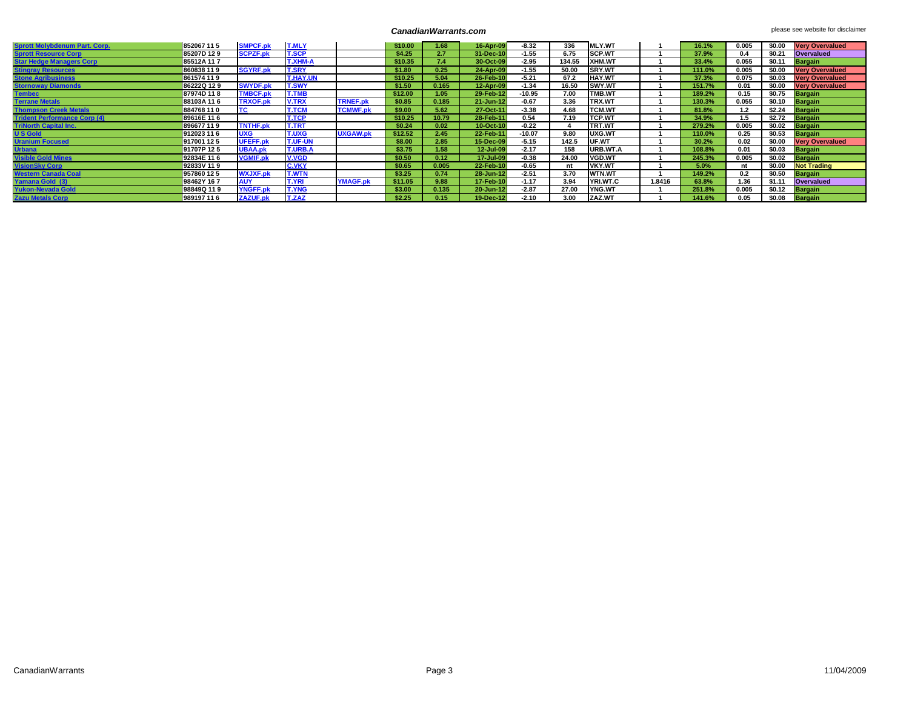| | | | | | | | | | | | | | | | | |
|---|---|---|---|---|---|---|---|---|---|---|---|---|---|---|---|---|
| Sprott Molybdenum Part. Corp. | 852067 11 5 | SMPCF.pk | T.MLY | | $10.00 | 1.68 | 16-Apr-09 | -8.32 | 336 | MLY.WT | 1 | 16.1% | 0.005 | $0.00 | Very Overvalued |
| Sprott Resource Corp | 85207D 12 9 | SCPZF.pk | T.SCP | | $4.25 | 2.7 | 31-Dec-10 | -1.55 | 6.75 | SCP.WT | 1 | 37.9% | 0.4 | $0.21 | Overvalued |
| Star Hedge Managers Corp | 85512A 11 7 | | T.XHM-A | | $10.35 | 7.4 | 30-Oct-09 | -2.95 | 134.55 | XHM.WT | 1 | 33.4% | 0.055 | $0.11 | Bargain |
| Stingray Resources | 860838 11 9 | SGYRF.pk | T.SRY | | $1.80 | 0.25 | 24-Apr-09 | -1.55 | 50.00 | SRY.WT | 1 | 111.0% | 0.005 | $0.00 | Very Overvalued |
| Stone Agribusiness | 861574 11 9 | | T.HAY.UN | | $10.25 | 5.04 | 26-Feb-10 | -5.21 | 67.2 | HAY.WT | 1 | 37.3% | 0.075 | $0.03 | Very Overvalued |
| Stornoway Diamonds | 86222Q 12 9 | SWYDF.pk | T.SWY | | $1.50 | 0.165 | 12-Apr-09 | -1.34 | 16.50 | SWY.WT | 1 | 151.7% | 0.01 | $0.00 | Very Overvalued |
| Tembec | 87974D 11 8 | TMBCF.pk | T.TMB | | $12.00 | 1.05 | 29-Feb-12 | -10.95 | 7.00 | TMB.WT | 1 | 189.2% | 0.15 | $0.75 | Bargain |
| Terrane Metals | 88103A 11 6 | TRXOF.pk | V.TRX | TRNEF.pk | $0.85 | 0.185 | 21-Jun-12 | -0.67 | 3.36 | TRX.WT | 1 | 130.3% | 0.055 | $0.10 | Bargain |
| Thompson Creek Metals | 884768 11 0 | TC | T.TCM | TCMWF.pk | $9.00 | 5.62 | 27-Oct-11 | -3.38 | 4.68 | TCM.WT | 1 | 81.8% | 1.2 | $2.24 | Bargain |
| Trident Performance Corp (4) | 89616E 11 6 | | T.TCP | | $10.25 | 10.79 | 28-Feb-11 | 0.54 | 7.19 | TCP.WT | 1 | 34.9% | 1.5 | $2.72 | Bargain |
| TriNorth Capital Inc. | 896677 11 9 | TNTHF.pk | T.TRT | | $0.24 | 0.02 | 10-Oct-10 | -0.22 | 4 | TRT.WT | 1 | 279.2% | 0.005 | $0.02 | Bargain |
| U S Gold | 912023 11 6 | UXG | T.UXG | UXGAW.pk | $12.52 | 2.45 | 22-Feb-11 | -10.07 | 9.80 | UXG.WT | 1 | 110.0% | 0.25 | $0.53 | Bargain |
| Uranium Focused | 917001 12 5 | UFEFF.pk | T.UF-UN | | $8.00 | 2.85 | 15-Dec-09 | -5.15 | 142.5 | UF.WT | 1 | 30.2% | 0.02 | $0.00 | Very Overvalued |
| Urbana | 91707P 12 5 | UBAA.pk | T.URB.A | | $3.75 | 1.58 | 12-Jul-09 | -2.17 | 158 | URB.WT.A | 1 | 108.8% | 0.01 | $0.03 | Bargain |
| Visible Gold Mines | 92834E 11 6 | VGMIF.pk | V.VGD | | $0.50 | 0.12 | 17-Jul-09 | -0.38 | 24.00 | VGD.WT | 1 | 245.3% | 0.005 | $0.02 | Bargain |
| VisionSky Corp | 92833V 11 9 | | C.VKY | | $0.65 | 0.005 | 22-Feb-10 | -0.65 | nt | VKY.WT | 1 | 5.0% | nt | $0.00 | Not Trading |
| Western Canada Coal | 957860 12 5 | WXJXF.pk | T.WTN | | $3.25 | 0.74 | 28-Jun-12 | -2.51 | 3.70 | WTN.WT | 1 | 149.2% | 0.2 | $0.50 | Bargain |
| Yamana Gold (3) | 98462Y 16 7 | AUY | T.YRI | YMAGF.pk | $11.05 | 9.88 | 17-Feb-10 | -1.17 | 3.94 | YRI.WT.C | 1.8416 | 63.8% | 1.36 | $1.11 | Overvalued |
| Yukon-Nevada Gold | 98849Q 11 9 | YNGFF.pk | T.YNG | | $3.00 | 0.135 | 20-Jun-12 | -2.87 | 27.00 | YNG.WT | 1 | 251.8% | 0.005 | $0.12 | Bargain |
| Zazu Metals Corp | 989197 11 6 | ZAZUF.pk | T.ZAZ | | $2.25 | 0.15 | 19-Dec-12 | -2.10 | 3.00 | ZAZ.WT | 1 | 141.6% | 0.05 | $0.08 | Bargain |